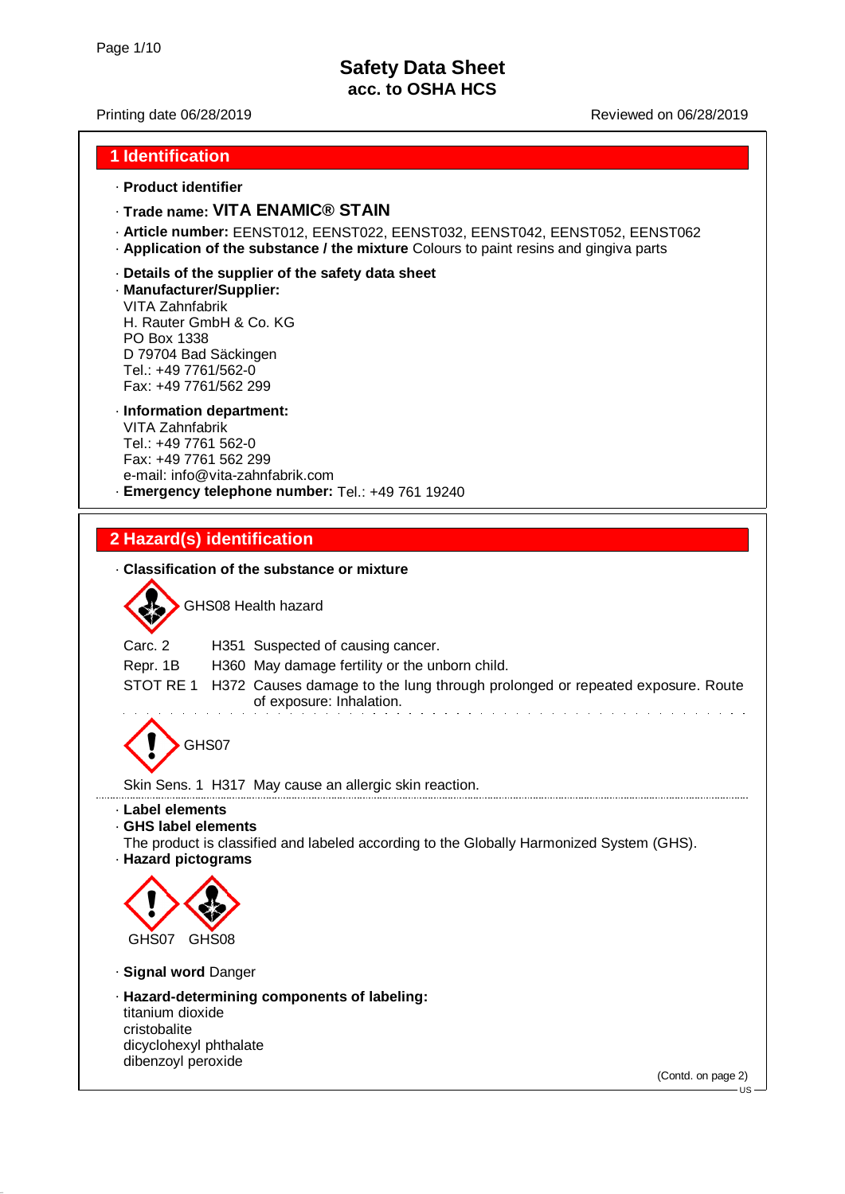# Safety Data Sheet
## acc. to OSHA HCS

Printing date 06/28/2019 Reviewed on 06/28/2019

## 1 Identification

· **Product identifier**

· **Trade name: VITA ENAMIC® STAIN**

· **Article number:** EENST012, EENST022, EENST032, EENST042, EENST052, EENST062

· **Application of the substance / the mixture** Colours to paint resins and gingiva parts

· **Details of the supplier of the safety data sheet**

· **Manufacturer/Supplier:**
VITA Zahnfabrik
H. Rauter GmbH & Co. KG
PO Box 1338
D 79704 Bad Säckingen
Tel.: +49 7761/562-0
Fax: +49 7761/562 299

· **Information department:**
VITA Zahnfabrik
Tel.: +49 7761 562-0
Fax: +49 7761 562 299
e-mail: info@vita-zahnfabrik.com

· **Emergency telephone number:** Tel.: +49 761 19240

## 2 Hazard(s) identification

· **Classification of the substance or mixture**

GHS08 Health hazard

| | | |
|---|---|---|
| Carc. 2 | H351 | Suspected of causing cancer. |
| Repr. 1B | H360 | May damage fertility or the unborn child. |
| STOT RE 1 | H372 | Causes damage to the lung through prolonged or repeated exposure. Route of exposure: Inhalation. |

GHS07

Skin Sens. 1 H317 May cause an allergic skin reaction.

· **Label elements**

· **GHS label elements**
The product is classified and labeled according to the Globally Harmonized System (GHS).

· **Hazard pictograms**

GHS07 GHS08

· **Signal word** Danger

· **Hazard-determining components of labeling:**
titanium dioxide
cristobalite
dicyclohexyl phthalate
dibenzoyl peroxide

(Contd. on page 2)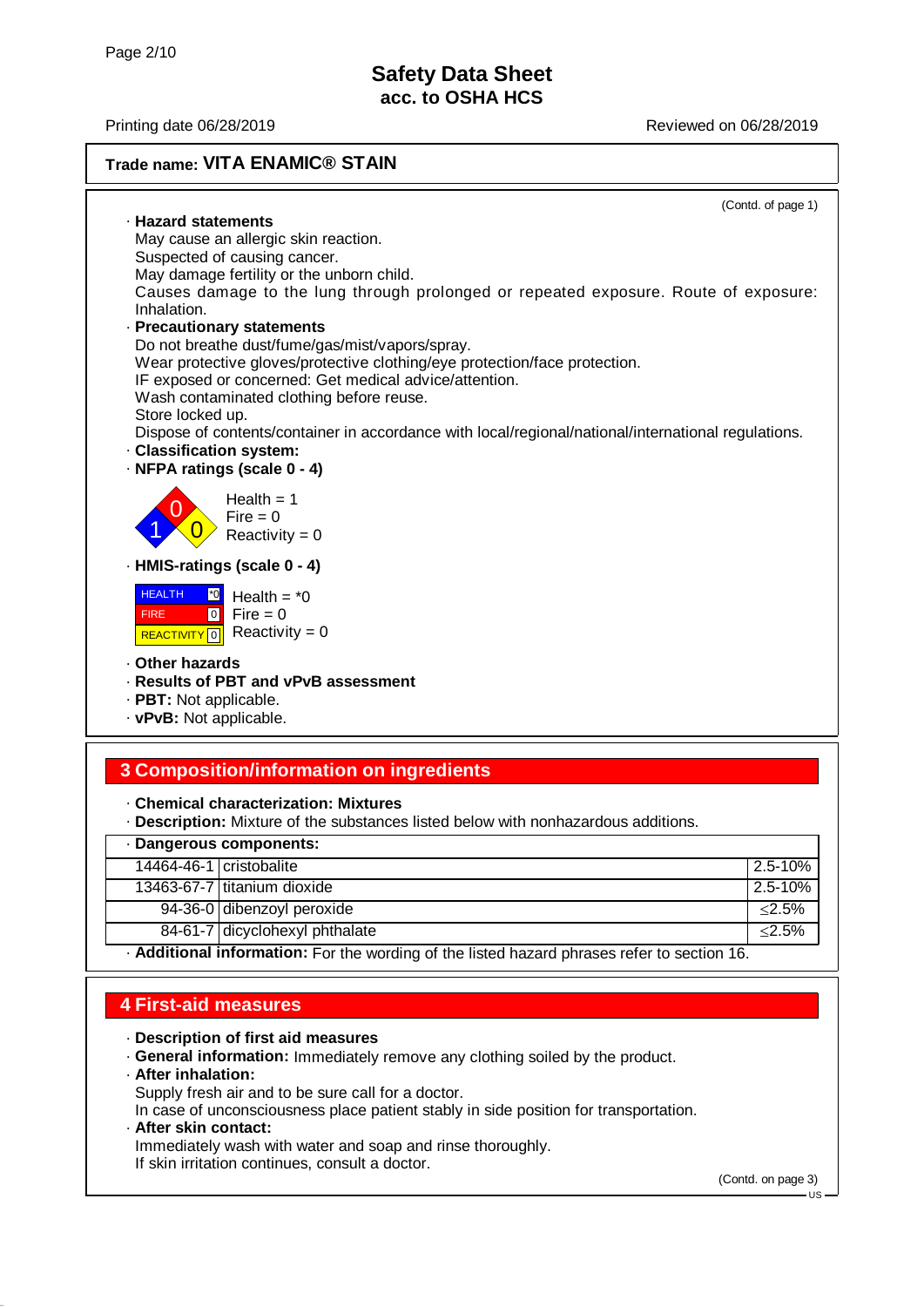# Safety Data Sheet
## acc. to OSHA HCS

Printing date 06/28/2019 Reviewed on 06/28/2019

**Trade name: VITA ENAMIC® STAIN**

(Contd. of page 1)

· **Hazard statements**
May cause an allergic skin reaction.
Suspected of causing cancer.
May damage fertility or the unborn child.
Causes damage to the lung through prolonged or repeated exposure. Route of exposure: Inhalation.

· **Precautionary statements**
Do not breathe dust/fume/gas/mist/vapors/spray.
Wear protective gloves/protective clothing/eye protection/face protection.
IF exposed or concerned: Get medical advice/attention.
Wash contaminated clothing before reuse.
Store locked up.
Dispose of contents/container in accordance with local/regional/national/international regulations.

· **Classification system:**

· **NFPA ratings (scale 0 - 4)**

Health = 1
Fire = 0
Reactivity = 0

· **HMIS-ratings (scale 0 - 4)**

| | |
|---|---|
| HEALTH | *0 |
| FIRE | 0 |
| REACTIVITY | 0 |

Health = *0
Fire = 0
Reactivity = 0

· **Other hazards**
· **Results of PBT and vPvB assessment**
· **PBT:** Not applicable.
· **vPvB:** Not applicable.

## 3 Composition/information on ingredients

· **Chemical characterization: Mixtures**
· **Description:** Mixture of the substances listed below with nonhazardous additions.

· **Dangerous components:**

| | | |
|---|---|---|
| 14464-46-1 | cristobalite | 2.5-10% |
| 13463-67-7 | titanium dioxide | 2.5-10% |
| 94-36-0 | dibenzoyl peroxide | ≤2.5% |
| 84-61-7 | dicyclohexyl phthalate | ≤2.5% |

· **Additional information:** For the wording of the listed hazard phrases refer to section 16.

## 4 First-aid measures

· **Description of first aid measures**
· **General information:** Immediately remove any clothing soiled by the product.
· **After inhalation:**
Supply fresh air and to be sure call for a doctor.
In case of unconsciousness place patient stably in side position for transportation.
· **After skin contact:**
Immediately wash with water and soap and rinse thoroughly.
If skin irritation continues, consult a doctor.

(Contd. on page 3)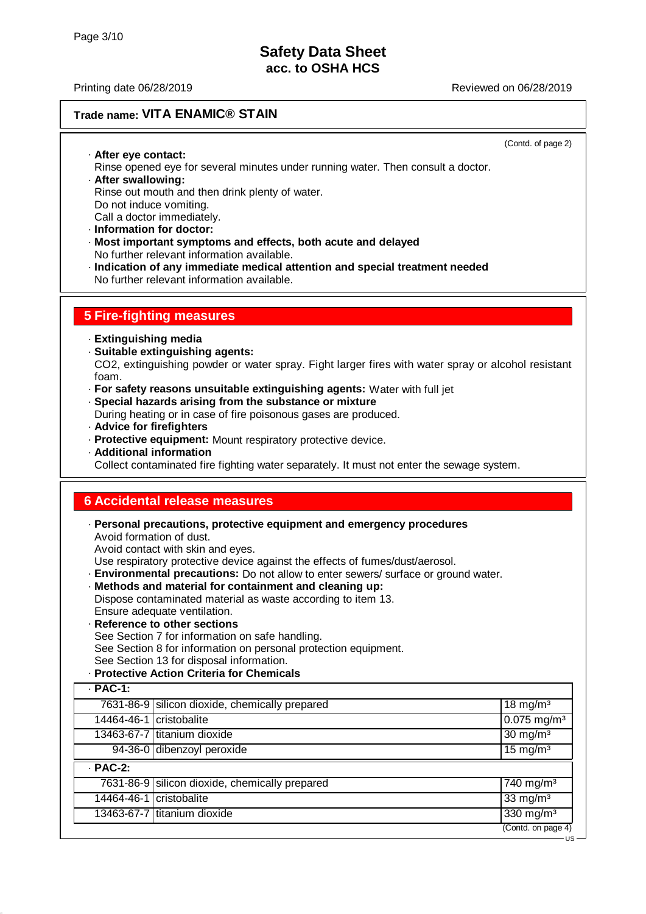## Safety Data Sheet
### acc. to OSHA HCS

Printing date 06/28/2019 Reviewed on 06/28/2019

**Trade name: VITA ENAMIC® STAIN**

(Contd. of page 2)

· **After eye contact:**
Rinse opened eye for several minutes under running water. Then consult a doctor.
· **After swallowing:**
Rinse out mouth and then drink plenty of water.
Do not induce vomiting.
Call a doctor immediately.
· **Information for doctor:**
· **Most important symptoms and effects, both acute and delayed**
No further relevant information available.
· **Indication of any immediate medical attention and special treatment needed**
No further relevant information available.

## 5 Fire-fighting measures

· **Extinguishing media**
· **Suitable extinguishing agents:**
$CO_2$, extinguishing powder or water spray. Fight larger fires with water spray or alcohol resistant foam.
· **For safety reasons unsuitable extinguishing agents:** Water with full jet
· **Special hazards arising from the substance or mixture**
During heating or in case of fire poisonous gases are produced.
· **Advice for firefighters**
· **Protective equipment:** Mount respiratory protective device.
· **Additional information**
Collect contaminated fire fighting water separately. It must not enter the sewage system.

## 6 Accidental release measures

· **Personal precautions, protective equipment and emergency procedures**
Avoid formation of dust.
Avoid contact with skin and eyes.
Use respiratory protective device against the effects of fumes/dust/aerosol.
· **Environmental precautions:** Do not allow to enter sewers/ surface or ground water.
· **Methods and material for containment and cleaning up:**
Dispose contaminated material as waste according to item 13.
Ensure adequate ventilation.
· **Reference to other sections**
See Section 7 for information on safe handling.
See Section 8 for information on personal protection equipment.
See Section 13 for disposal information.
· **Protective Action Criteria for Chemicals**

| · **PAC-1:** | | |
|---|---|---|
| 7631-86-9 | silicon dioxide, chemically prepared | 18 mg/m³ |
| 14464-46-1 | cristobalite | 0.075 mg/m³ |
| 13463-67-7 | titanium dioxide | 30 mg/m³ |
| 94-36-0 | dibenzoyl peroxide | 15 mg/m³ |
| · **PAC-2:** | | |
| 7631-86-9 | silicon dioxide, chemically prepared | 740 mg/m³ |
| 14464-46-1 | cristobalite | 33 mg/m³ |
| 13463-67-7 | titanium dioxide | 330 mg/m³ |

(Contd. on page 4)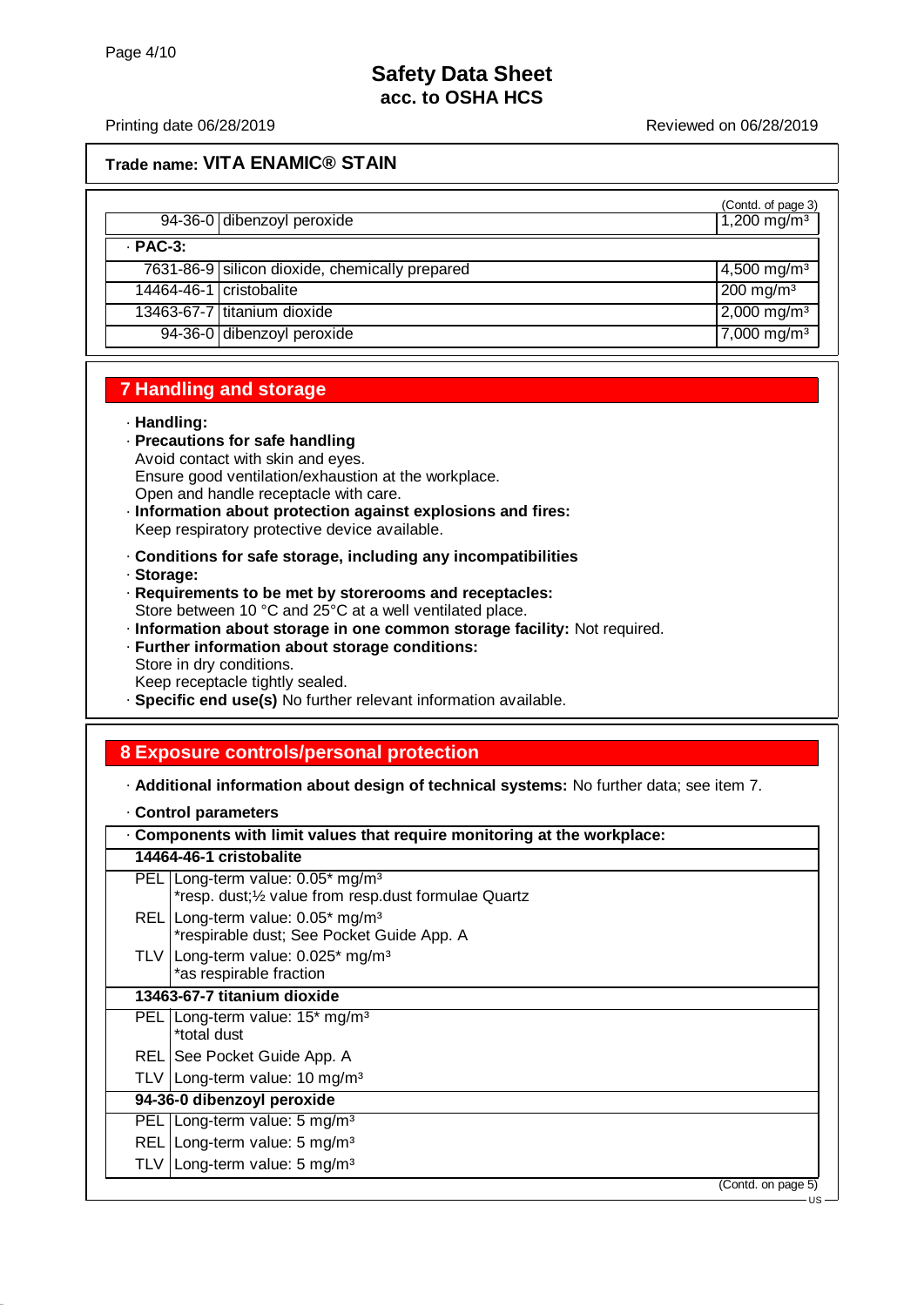Trade name: **VITA ENAMIC® STAIN**

(Contd. of page 3)

| | | |
|---|---|---|
| 94-36-0 | dibenzoyl peroxide | 1,200 mg/m³ |
| **· PAC-3:** | | |
| 7631-86-9 | silicon dioxide, chemically prepared | 4,500 mg/m³ |
| 14464-46-1 | cristobalite | 200 mg/m³ |
| 13463-67-7 | titanium dioxide | 2,000 mg/m³ |
| 94-36-0 | dibenzoyl peroxide | 7,000 mg/m³ |

## 7 Handling and storage

· **Handling:**

· **Precautions for safe handling**
Avoid contact with skin and eyes.
Ensure good ventilation/exhaustion at the workplace.
Open and handle receptacle with care.

· **Information about protection against explosions and fires:**
Keep respiratory protective device available.

· **Conditions for safe storage, including any incompatibilities**

· **Storage:**

· **Requirements to be met by storerooms and receptacles:**
Store between 10 °C and 25°C at a well ventilated place.

· **Information about storage in one common storage facility:** Not required.

· **Further information about storage conditions:**
Store in dry conditions.
Keep receptacle tightly sealed.

· **Specific end use(s)** No further relevant information available.

## 8 Exposure controls/personal protection

· **Additional information about design of technical systems:** No further data; see item 7.

· **Control parameters**

| · Components with limit values that require monitoring at the workplace: | |
|---|---|
| **14464-46-1 cristobalite** | |
| PEL | Long-term value: 0.05* mg/m³<br>*resp. dust;½ value from resp.dust formulae Quartz |
| REL | Long-term value: 0.05* mg/m³<br>*respirable dust; See Pocket Guide App. A |
| TLV | Long-term value: 0.025* mg/m³<br>*as respirable fraction |
| **13463-67-7 titanium dioxide** | |
| PEL | Long-term value: 15* mg/m³<br>*total dust |
| REL | See Pocket Guide App. A |
| TLV | Long-term value: 10 mg/m³ |
| **94-36-0 dibenzoyl peroxide** | |
| PEL | Long-term value: 5 mg/m³ |
| REL | Long-term value: 5 mg/m³ |
| TLV | Long-term value: 5 mg/m³ |

(Contd. on page 5)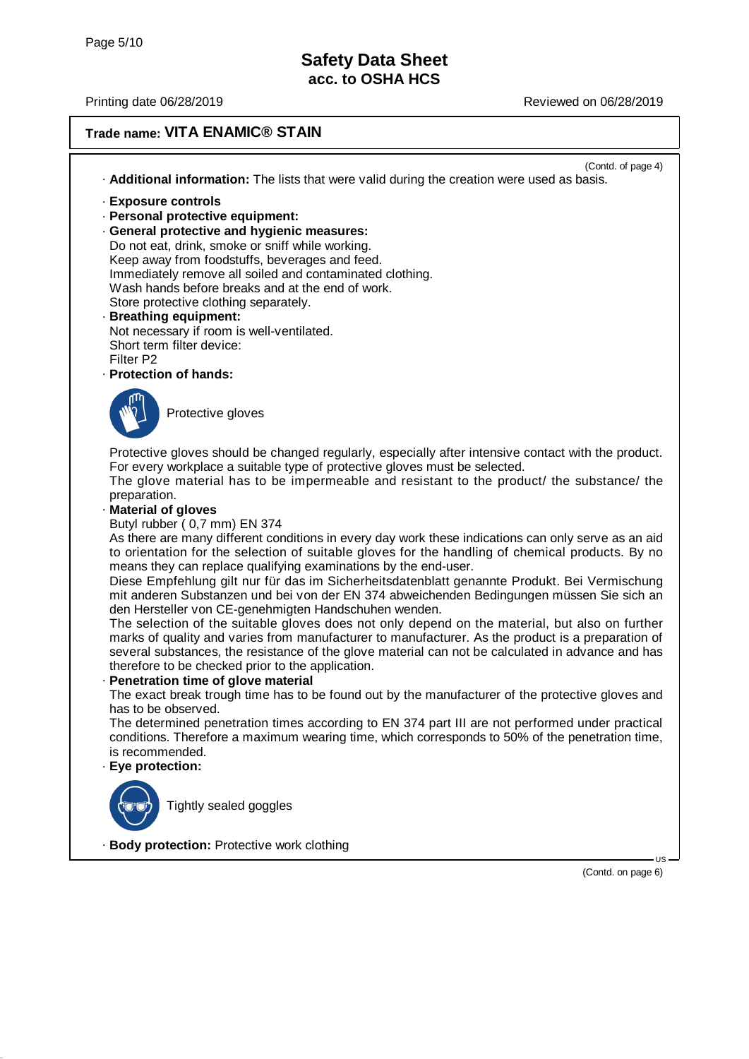**Trade name: VITA ENAMIC® STAIN**

(Contd. of page 4)

· **Additional information:** The lists that were valid during the creation were used as basis.

· **Exposure controls**

· **Personal protective equipment:**

· **General protective and hygienic measures:**
Do not eat, drink, smoke or sniff while working.
Keep away from foodstuffs, beverages and feed.
Immediately remove all soiled and contaminated clothing.
Wash hands before breaks and at the end of work.
Store protective clothing separately.

· **Breathing equipment:**
Not necessary if room is well-ventilated.
Short term filter device:
Filter P2

· **Protection of hands:**

Protective gloves

Protective gloves should be changed regularly, especially after intensive contact with the product.
For every workplace a suitable type of protective gloves must be selected.
The glove material has to be impermeable and resistant to the product/ the substance/ the preparation.

· **Material of gloves**
Butyl rubber ( 0,7 mm) EN 374
As there are many different conditions in every day work these indications can only serve as an aid to orientation for the selection of suitable gloves for the handling of chemical products. By no means they can replace qualifying examinations by the end-user.
Diese Empfehlung gilt nur für das im Sicherheitsdatenblatt genannte Produkt. Bei Vermischung mit anderen Substanzen und bei von der EN 374 abweichenden Bedingungen müssen Sie sich an den Hersteller von CE-genehmigten Handschuhen wenden.
The selection of the suitable gloves does not only depend on the material, but also on further marks of quality and varies from manufacturer to manufacturer. As the product is a preparation of several substances, the resistance of the glove material can not be calculated in advance and has therefore to be checked prior to the application.

· **Penetration time of glove material**
The exact break trough time has to be found out by the manufacturer of the protective gloves and has to be observed.
The determined penetration times according to EN 374 part III are not performed under practical conditions. Therefore a maximum wearing time, which corresponds to 50% of the penetration time, is recommended.

· **Eye protection:**

Tightly sealed goggles

· **Body protection:** Protective work clothing

(Contd. on page 6)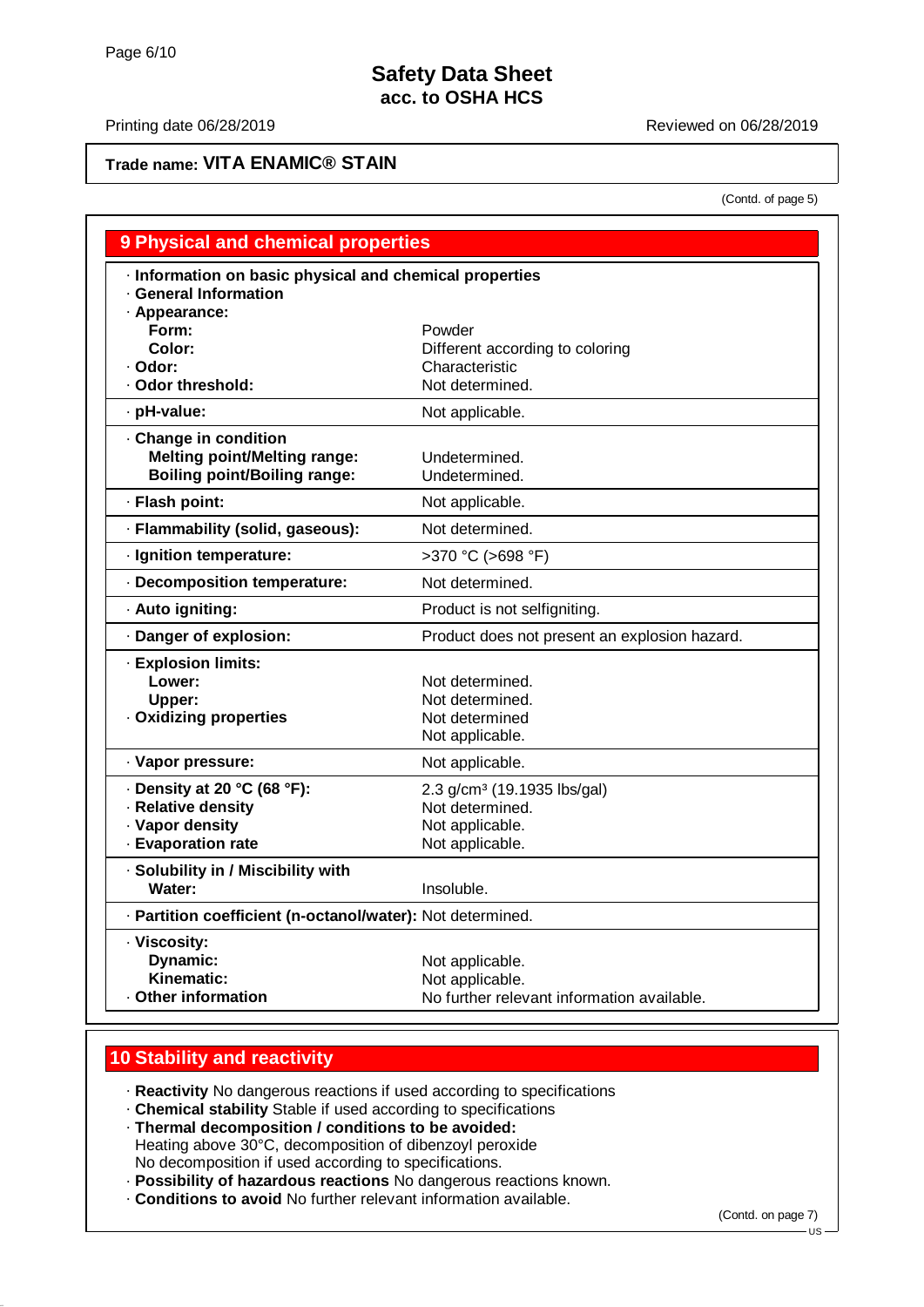# Safety Data Sheet
## acc. to OSHA HCS

Printing date 06/28/2019 Reviewed on 06/28/2019

**Trade name: VITA ENAMIC® STAIN**

(Contd. of page 5)

## 9 Physical and chemical properties

| Property | Value |
|---|---|
| · **Information on basic physical and chemical properties** | |
| · **General Information** | |
| · **Appearance:** | |
| **Form:** | Powder |
| **Color:** | Different according to coloring |
| · **Odor:** | Characteristic |
| · **Odor threshold:** | Not determined. |
| · **pH-value:** | Not applicable. |
| · **Change in condition** | |
| **Melting point/Melting range:** | Undetermined. |
| **Boiling point/Boiling range:** | Undetermined. |
| · **Flash point:** | Not applicable. |
| · **Flammability (solid, gaseous):** | Not determined. |
| · **Ignition temperature:** | >370 °C (>698 °F) |
| · **Decomposition temperature:** | Not determined. |
| · **Auto igniting:** | Product is not selfigniting. |
| · **Danger of explosion:** | Product does not present an explosion hazard. |
| · **Explosion limits:** | |
| **Lower:** | Not determined. |
| **Upper:** | Not determined. |
| · **Oxidizing properties** | Not determined |
| | Not applicable. |
| · **Vapor pressure:** | Not applicable. |
| · **Density at 20 °C (68 °F):** | 2.3 g/cm³ (19.1935 lbs/gal) |
| · **Relative density** | Not determined. |
| · **Vapor density** | Not applicable. |
| · **Evaporation rate** | Not applicable. |
| · **Solubility in / Miscibility with** | |
| **Water:** | Insoluble. |
| · **Partition coefficient (n-octanol/water):** | Not determined. |
| · **Viscosity:** | |
| **Dynamic:** | Not applicable. |
| **Kinematic:** | Not applicable. |
| · **Other information** | No further relevant information available. |

## 10 Stability and reactivity

- **Reactivity** No dangerous reactions if used according to specifications
- **Chemical stability** Stable if used according to specifications
- **Thermal decomposition / conditions to be avoided:**
  Heating above 30°C, decomposition of dibenzoyl peroxide
  No decomposition if used according to specifications.
- **Possibility of hazardous reactions** No dangerous reactions known.
- **Conditions to avoid** No further relevant information available.

(Contd. on page 7)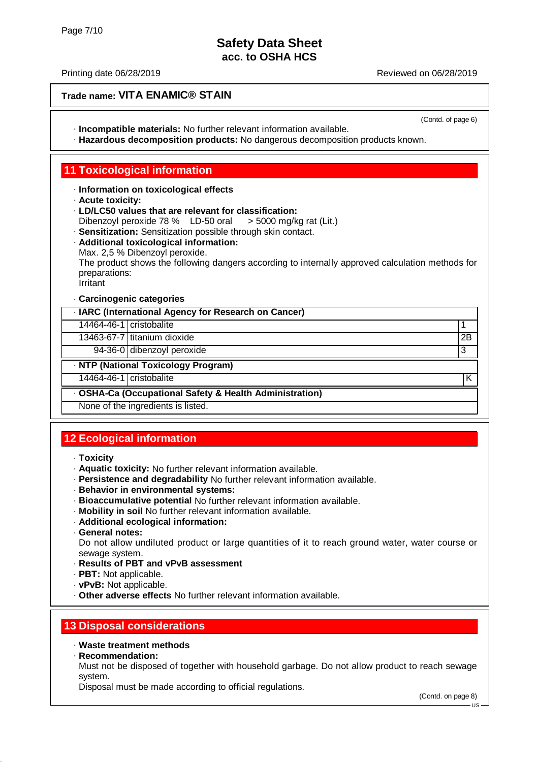**Trade name: VITA ENAMIC® STAIN**

(Contd. of page 6)

· **Incompatible materials:** No further relevant information available.
· **Hazardous decomposition products:** No dangerous decomposition products known.

## 11 Toxicological information

· **Information on toxicological effects**
· **Acute toxicity:**
· **LD/LC50 values that are relevant for classification:**
Dibenzoyl peroxide 78 % LD-50 oral > 5000 mg/kg rat (Lit.)
· **Sensitization:** Sensitization possible through skin contact.
· **Additional toxicological information:**
Max. 2,5 % Dibenzoyl peroxide.
The product shows the following dangers according to internally approved calculation methods for preparations:
Irritant

· **Carcinogenic categories**

| · IARC (International Agency for Research on Cancer) | | |
|---|---|---|
| 14464-46-1 | cristobalite | 1 |
| 13463-67-7 | titanium dioxide | 2B |
| 94-36-0 | dibenzoyl peroxide | 3 |

| · NTP (National Toxicology Program) | | |
|---|---|---|
| 14464-46-1 | cristobalite | K |

| · OSHA-Ca (Occupational Safety & Health Administration) |
|---|
| None of the ingredients is listed. |

## 12 Ecological information

· **Toxicity**
· **Aquatic toxicity:** No further relevant information available.
· **Persistence and degradability** No further relevant information available.
· **Behavior in environmental systems:**
· **Bioaccumulative potential** No further relevant information available.
· **Mobility in soil** No further relevant information available.
· **Additional ecological information:**
· **General notes:**
Do not allow undiluted product or large quantities of it to reach ground water, water course or sewage system.
· **Results of PBT and vPvB assessment**
· **PBT:** Not applicable.
· **vPvB:** Not applicable.
· **Other adverse effects** No further relevant information available.

## 13 Disposal considerations

· **Waste treatment methods**
· **Recommendation:**
Must not be disposed of together with household garbage. Do not allow product to reach sewage system.
Disposal must be made according to official regulations.

(Contd. on page 8)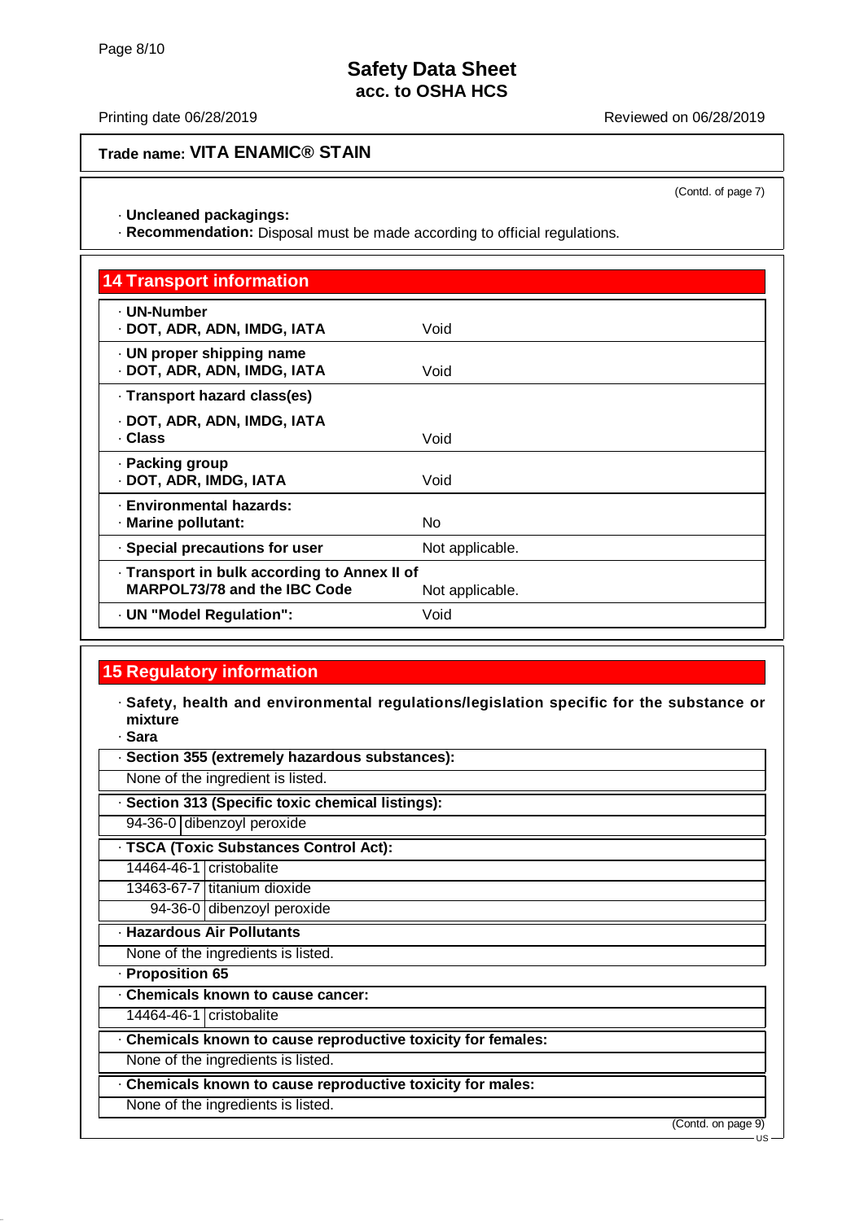Trade name: **VITA ENAMIC® STAIN**

(Contd. of page 7)

· **Uncleaned packagings:**
· **Recommendation:** Disposal must be made according to official regulations.

## 14 Transport information

| | |
|---|---|
| · **UN-Number**<br>· **DOT, ADR, ADN, IMDG, IATA** | Void |
| · **UN proper shipping name**<br>· **DOT, ADR, ADN, IMDG, IATA** | Void |
| · **Transport hazard class(es)**<br>· **DOT, ADR, ADN, IMDG, IATA**<br>· **Class** | Void |
| · **Packing group**<br>· **DOT, ADR, IMDG, IATA** | Void |
| · **Environmental hazards:**<br>· **Marine pollutant:** | No |
| · **Special precautions for user** | Not applicable. |
| · **Transport in bulk according to Annex II of MARPOL73/78 and the IBC Code** | Not applicable. |
| · **UN "Model Regulation":** | Void |

## 15 Regulatory information

· **Safety, health and environmental regulations/legislation specific for the substance or mixture**
· **Sara**

· **Section 355 (extremely hazardous substances):**

None of the ingredient is listed.

· **Section 313 (Specific toxic chemical listings):**

| | |
|---|---|
| 94-36-0 | dibenzoyl peroxide |

· **TSCA (Toxic Substances Control Act):**

| | |
|---|---|
| 14464-46-1 | cristobalite |
| 13463-67-7 | titanium dioxide |
| 94-36-0 | dibenzoyl peroxide |

· **Hazardous Air Pollutants**

None of the ingredients is listed.

· **Proposition 65**

· **Chemicals known to cause cancer:**

| | |
|---|---|
| 14464-46-1 | cristobalite |

· **Chemicals known to cause reproductive toxicity for females:**

None of the ingredients is listed.

· **Chemicals known to cause reproductive toxicity for males:**

None of the ingredients is listed.

(Contd. on page 9)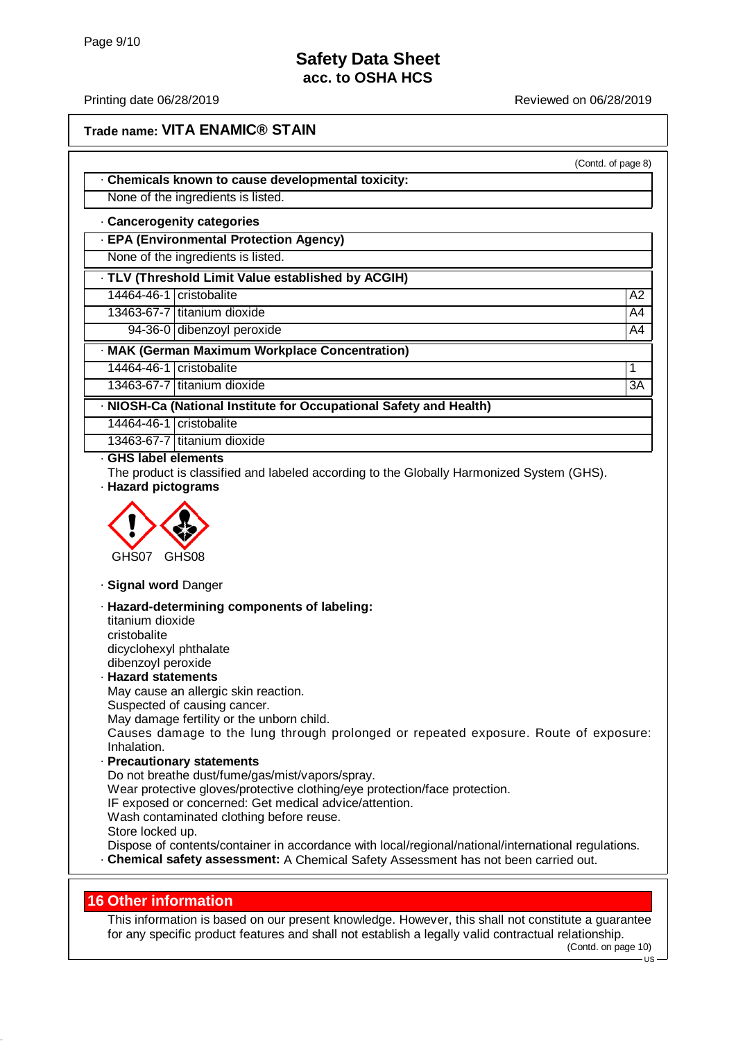**Trade name: VITA ENAMIC® STAIN**

(Contd. of page 8)

**· Chemicals known to cause developmental toxicity:**

None of the ingredients is listed.

**· Cancerogenity categories**

**· EPA (Environmental Protection Agency)**

None of the ingredients is listed.

**· TLV (Threshold Limit Value established by ACGIH)**

| | | |
|---|---|---|
| 14464-46-1 | cristobalite | A2 |
| 13463-67-7 | titanium dioxide | A4 |
| 94-36-0 | dibenzoyl peroxide | A4 |

**· MAK (German Maximum Workplace Concentration)**

| | | |
|---|---|---|
| 14464-46-1 | cristobalite | 1 |
| 13463-67-7 | titanium dioxide | 3A |

**· NIOSH-Ca (National Institute for Occupational Safety and Health)**

| | |
|---|---|
| 14464-46-1 | cristobalite |
| 13463-67-7 | titanium dioxide |

**· GHS label elements**

The product is classified and labeled according to the Globally Harmonized System (GHS).

**· Hazard pictograms**

GHS07 GHS08

**· Signal word** Danger

**· Hazard-determining components of labeling:**

titanium dioxide
cristobalite
dicyclohexyl phthalate
dibenzoyl peroxide

**· Hazard statements**

May cause an allergic skin reaction.
Suspected of causing cancer.
May damage fertility or the unborn child.
Causes damage to the lung through prolonged or repeated exposure. Route of exposure: Inhalation.

**· Precautionary statements**

Do not breathe dust/fume/gas/mist/vapors/spray.
Wear protective gloves/protective clothing/eye protection/face protection.
IF exposed or concerned: Get medical advice/attention.
Wash contaminated clothing before reuse.
Store locked up.
Dispose of contents/container in accordance with local/regional/national/international regulations.

**· Chemical safety assessment:** A Chemical Safety Assessment has not been carried out.

## 16 Other information

This information is based on our present knowledge. However, this shall not constitute a guarantee for any specific product features and shall not establish a legally valid contractual relationship.

(Contd. on page 10)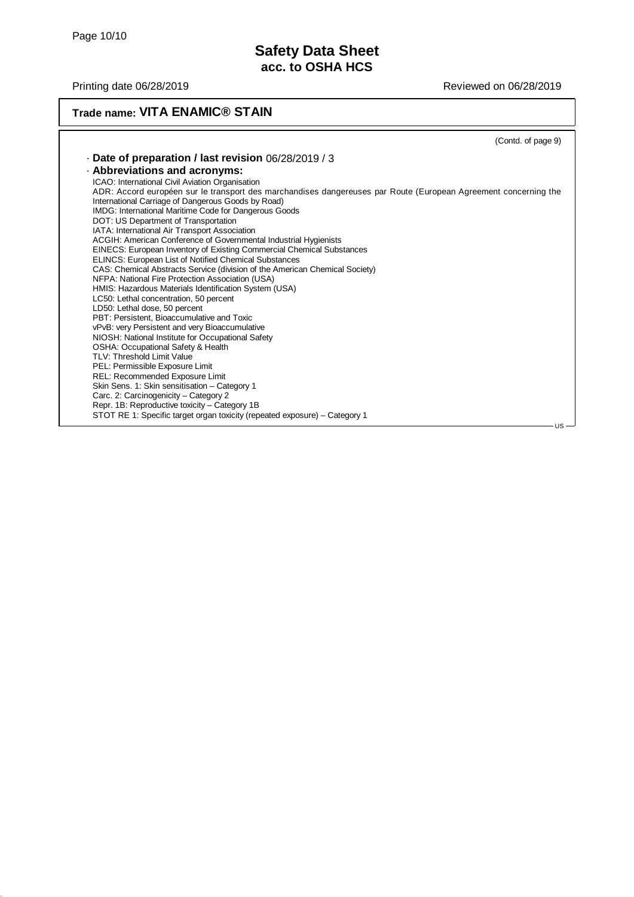**Trade name: VITA ENAMIC® STAIN**

(Contd. of page 9)

· **Date of preparation / last revision** 06/28/2019 / 3

· **Abbreviations and acronyms:**

ICAO: International Civil Aviation Organisation
ADR: Accord européen sur le transport des marchandises dangereuses par Route (European Agreement concerning the International Carriage of Dangerous Goods by Road)
IMDG: International Maritime Code for Dangerous Goods
DOT: US Department of Transportation
IATA: International Air Transport Association
ACGIH: American Conference of Governmental Industrial Hygienists
EINECS: European Inventory of Existing Commercial Chemical Substances
ELINCS: European List of Notified Chemical Substances
CAS: Chemical Abstracts Service (division of the American Chemical Society)
NFPA: National Fire Protection Association (USA)
HMIS: Hazardous Materials Identification System (USA)
LC50: Lethal concentration, 50 percent
LD50: Lethal dose, 50 percent
PBT: Persistent, Bioaccumulative and Toxic
vPvB: very Persistent and very Bioaccumulative
NIOSH: National Institute for Occupational Safety
OSHA: Occupational Safety & Health
TLV: Threshold Limit Value
PEL: Permissible Exposure Limit
REL: Recommended Exposure Limit
Skin Sens. 1: Skin sensitisation – Category 1
Carc. 2: Carcinogenicity – Category 2
Repr. 1B: Reproductive toxicity – Category 1B
STOT RE 1: Specific target organ toxicity (repeated exposure) – Category 1